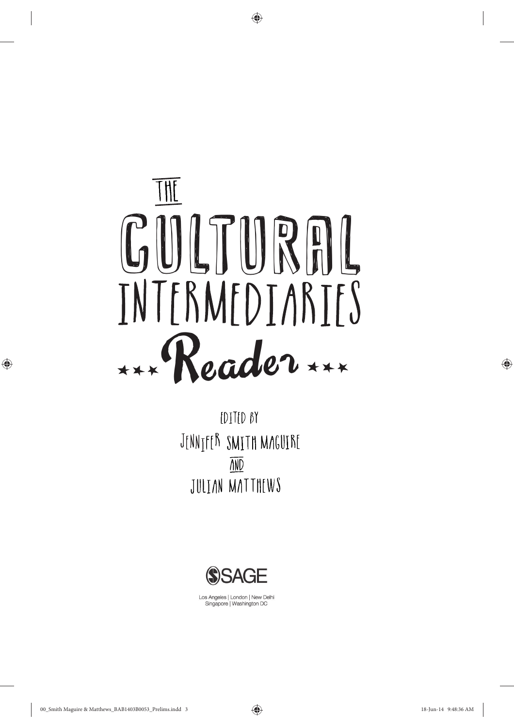# The Cultural Intermediaries Reader

Edited by

Jennifer Smith Maguire

and

Julian Matthews

SAGE

Los Angeles | London | New Delhi
Singapore | Washington DC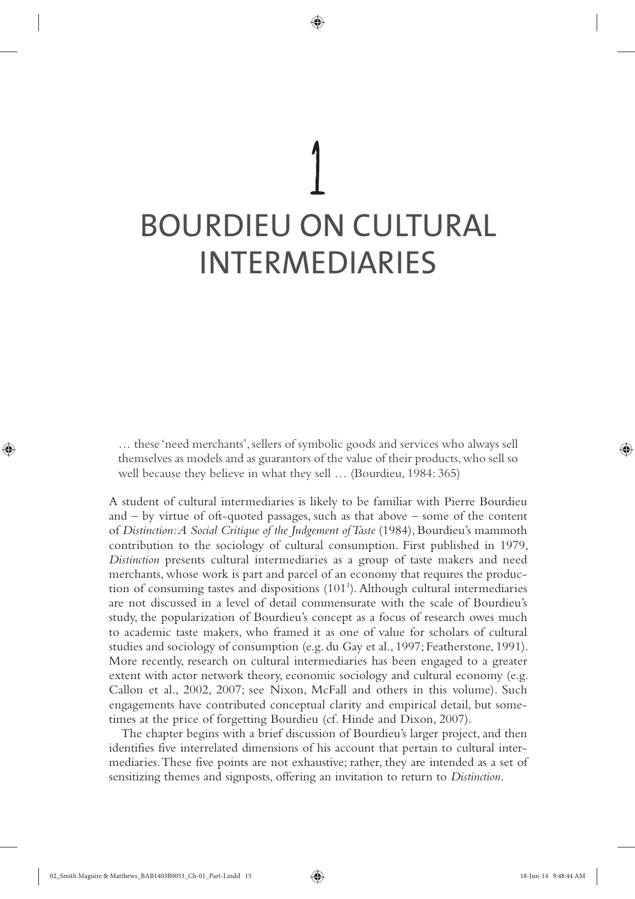# 1

# BOURDIEU ON CULTURAL INTERMEDIARIES

> … these 'need merchants', sellers of symbolic goods and services who always sell themselves as models and as guarantors of the value of their products, who sell so well because they believe in what they sell … (Bourdieu, 1984: 365)

A student of cultural intermediaries is likely to be familiar with Pierre Bourdieu and – by virtue of oft-quoted passages, such as that above – some of the content of *Distinction: A Social Critique of the Judgement of Taste* (1984), Bourdieu's mammoth contribution to the sociology of cultural consumption. First published in 1979, *Distinction* presents cultural intermediaries as a group of taste makers and need merchants, whose work is part and parcel of an economy that requires the production of consuming tastes and dispositions (101[1]). Although cultural intermediaries are not discussed in a level of detail commensurate with the scale of Bourdieu's study, the popularization of Bourdieu's concept as a focus of research owes much to academic taste makers, who framed it as one of value for scholars of cultural studies and sociology of consumption (e.g. du Gay et al., 1997; Featherstone, 1991). More recently, research on cultural intermediaries has been engaged to a greater extent with actor network theory, economic sociology and cultural economy (e.g. Callon et al., 2002, 2007; see Nixon, McFall and others in this volume). Such engagements have contributed conceptual clarity and empirical detail, but sometimes at the price of forgetting Bourdieu (cf. Hinde and Dixon, 2007).

The chapter begins with a brief discussion of Bourdieu's larger project, and then identifies five interrelated dimensions of his account that pertain to cultural intermediaries. These five points are not exhaustive; rather, they are intended as a set of sensitizing themes and signposts, offering an invitation to return to *Distinction*.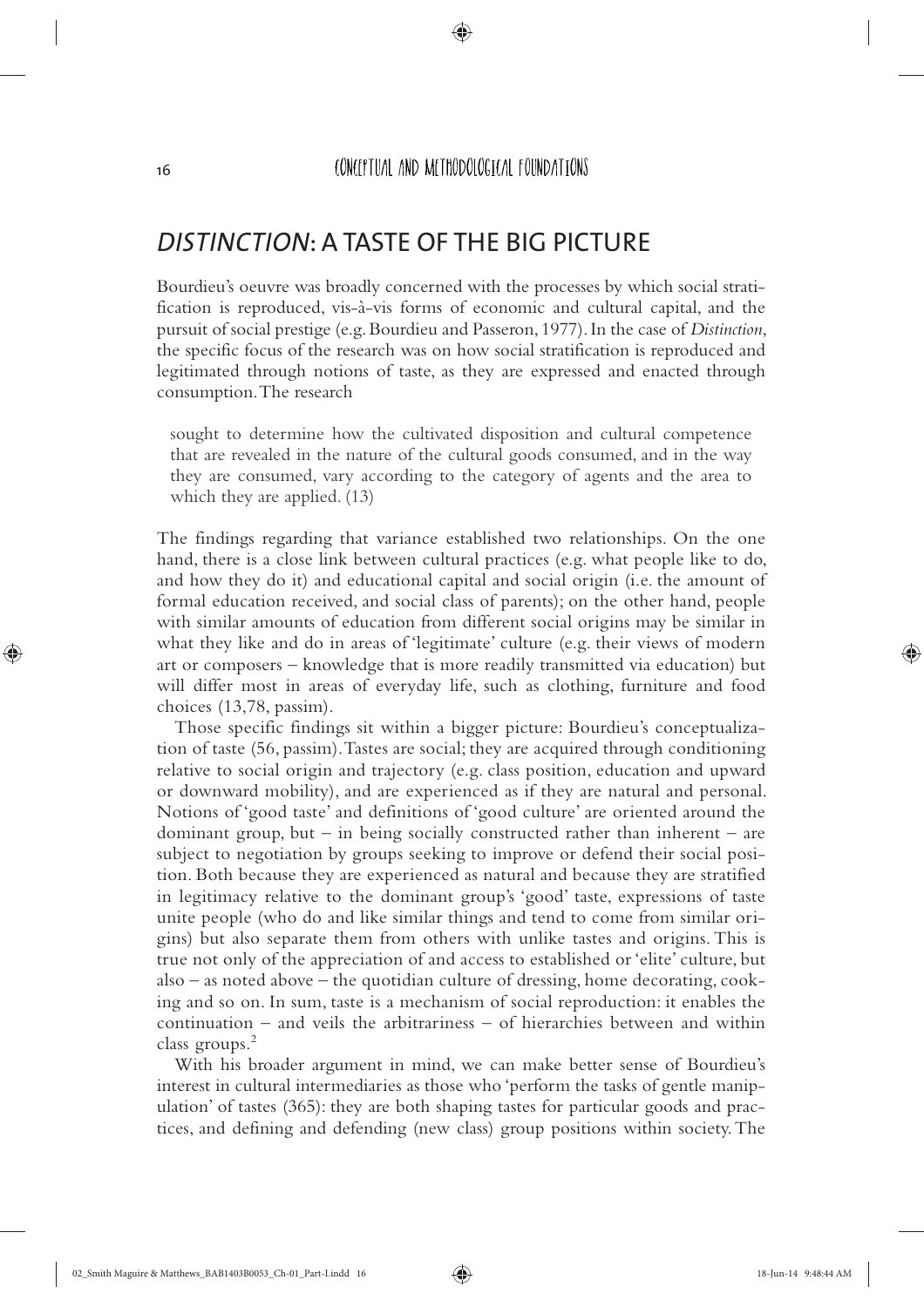## *DISTINCTION*: A TASTE OF THE BIG PICTURE

Bourdieu's oeuvre was broadly concerned with the processes by which social stratification is reproduced, vis-à-vis forms of economic and cultural capital, and the pursuit of social prestige (e.g. Bourdieu and Passeron, 1977). In the case of *Distinction*, the specific focus of the research was on how social stratification is reproduced and legitimated through notions of taste, as they are expressed and enacted through consumption. The research

> sought to determine how the cultivated disposition and cultural competence that are revealed in the nature of the cultural goods consumed, and in the way they are consumed, vary according to the category of agents and the area to which they are applied. (13)

The findings regarding that variance established two relationships. On the one hand, there is a close link between cultural practices (e.g. what people like to do, and how they do it) and educational capital and social origin (i.e. the amount of formal education received, and social class of parents); on the other hand, people with similar amounts of education from different social origins may be similar in what they like and do in areas of 'legitimate' culture (e.g. their views of modern art or composers – knowledge that is more readily transmitted via education) but will differ most in areas of everyday life, such as clothing, furniture and food choices (13,78, passim).

Those specific findings sit within a bigger picture: Bourdieu's conceptualization of taste (56, passim). Tastes are social; they are acquired through conditioning relative to social origin and trajectory (e.g. class position, education and upward or downward mobility), and are experienced as if they are natural and personal. Notions of 'good taste' and definitions of 'good culture' are oriented around the dominant group, but – in being socially constructed rather than inherent – are subject to negotiation by groups seeking to improve or defend their social position. Both because they are experienced as natural and because they are stratified in legitimacy relative to the dominant group's 'good' taste, expressions of taste unite people (who do and like similar things and tend to come from similar origins) but also separate them from others with unlike tastes and origins. This is true not only of the appreciation of and access to established or 'elite' culture, but also – as noted above – the quotidian culture of dressing, home decorating, cooking and so on. In sum, taste is a mechanism of social reproduction: it enables the continuation – and veils the arbitrariness – of hierarchies between and within class groups.[2]

With his broader argument in mind, we can make better sense of Bourdieu's interest in cultural intermediaries as those who 'perform the tasks of gentle manipulation' of tastes (365): they are both shaping tastes for particular goods and practices, and defining and defending (new class) group positions within society. The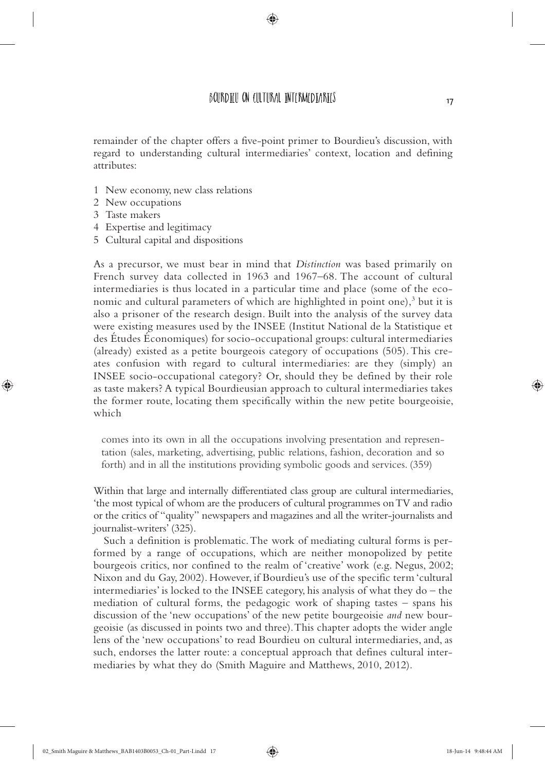remainder of the chapter offers a five-point primer to Bourdieu's discussion, with regard to understanding cultural intermediaries' context, location and defining attributes:

1 New economy, new class relations
2 New occupations
3 Taste makers
4 Expertise and legitimacy
5 Cultural capital and dispositions

As a precursor, we must bear in mind that *Distinction* was based primarily on French survey data collected in 1963 and 1967–68. The account of cultural intermediaries is thus located in a particular time and place (some of the economic and cultural parameters of which are highlighted in point one),[3] but it is also a prisoner of the research design. Built into the analysis of the survey data were existing measures used by the INSEE (Institut National de la Statistique et des Études Économiques) for socio-occupational groups: cultural intermediaries (already) existed as a petite bourgeois category of occupations (505). This creates confusion with regard to cultural intermediaries: are they (simply) an INSEE socio-occupational category? Or, should they be defined by their role as taste makers? A typical Bourdieusian approach to cultural intermediaries takes the former route, locating them specifically within the new petite bourgeoisie, which

> comes into its own in all the occupations involving presentation and representation (sales, marketing, advertising, public relations, fashion, decoration and so forth) and in all the institutions providing symbolic goods and services. (359)

Within that large and internally differentiated class group are cultural intermediaries, 'the most typical of whom are the producers of cultural programmes on TV and radio or the critics of "quality" newspapers and magazines and all the writer-journalists and journalist-writers' (325).

Such a definition is problematic. The work of mediating cultural forms is performed by a range of occupations, which are neither monopolized by petite bourgeois critics, nor confined to the realm of 'creative' work (e.g. Negus, 2002; Nixon and du Gay, 2002). However, if Bourdieu's use of the specific term 'cultural intermediaries' is locked to the INSEE category, his analysis of what they do – the mediation of cultural forms, the pedagogic work of shaping tastes – spans his discussion of the 'new occupations' of the new petite bourgeoisie *and* new bourgeoisie (as discussed in points two and three). This chapter adopts the wider angle lens of the 'new occupations' to read Bourdieu on cultural intermediaries, and, as such, endorses the latter route: a conceptual approach that defines cultural intermediaries by what they do (Smith Maguire and Matthews, 2010, 2012).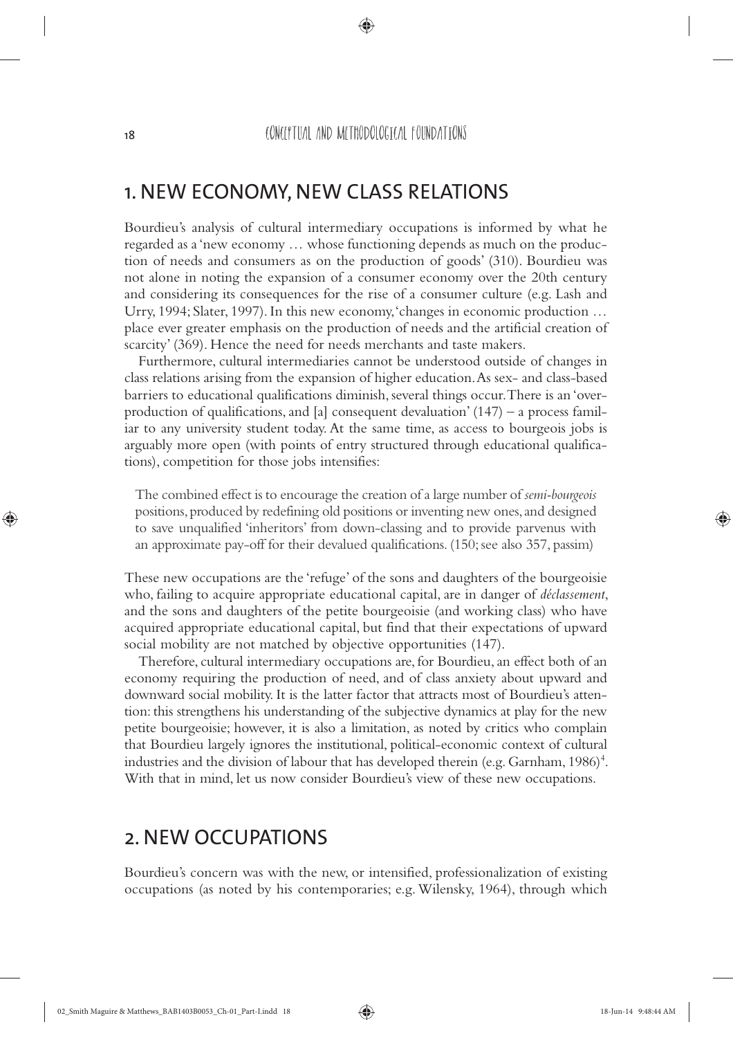## 1. NEW ECONOMY, NEW CLASS RELATIONS

Bourdieu's analysis of cultural intermediary occupations is informed by what he regarded as a 'new economy … whose functioning depends as much on the production of needs and consumers as on the production of goods' (310). Bourdieu was not alone in noting the expansion of a consumer economy over the 20th century and considering its consequences for the rise of a consumer culture (e.g. Lash and Urry, 1994; Slater, 1997). In this new economy, 'changes in economic production … place ever greater emphasis on the production of needs and the artificial creation of scarcity' (369). Hence the need for needs merchants and taste makers.

Furthermore, cultural intermediaries cannot be understood outside of changes in class relations arising from the expansion of higher education. As sex- and class-based barriers to educational qualifications diminish, several things occur. There is an 'overproduction of qualifications, and [a] consequent devaluation' (147) – a process familiar to any university student today. At the same time, as access to bourgeois jobs is arguably more open (with points of entry structured through educational qualifications), competition for those jobs intensifies:

> The combined effect is to encourage the creation of a large number of *semi-bourgeois* positions, produced by redefining old positions or inventing new ones, and designed to save unqualified 'inheritors' from down-classing and to provide parvenus with an approximate pay-off for their devalued qualifications. (150; see also 357, passim)

These new occupations are the 'refuge' of the sons and daughters of the bourgeoisie who, failing to acquire appropriate educational capital, are in danger of *déclassement*, and the sons and daughters of the petite bourgeoisie (and working class) who have acquired appropriate educational capital, but find that their expectations of upward social mobility are not matched by objective opportunities (147).

Therefore, cultural intermediary occupations are, for Bourdieu, an effect both of an economy requiring the production of need, and of class anxiety about upward and downward social mobility. It is the latter factor that attracts most of Bourdieu's attention: this strengthens his understanding of the subjective dynamics at play for the new petite bourgeoisie; however, it is also a limitation, as noted by critics who complain that Bourdieu largely ignores the institutional, political-economic context of cultural industries and the division of labour that has developed therein (e.g. Garnham, 1986)[4]. With that in mind, let us now consider Bourdieu's view of these new occupations.

## 2. NEW OCCUPATIONS

Bourdieu's concern was with the new, or intensified, professionalization of existing occupations (as noted by his contemporaries; e.g. Wilensky, 1964), through which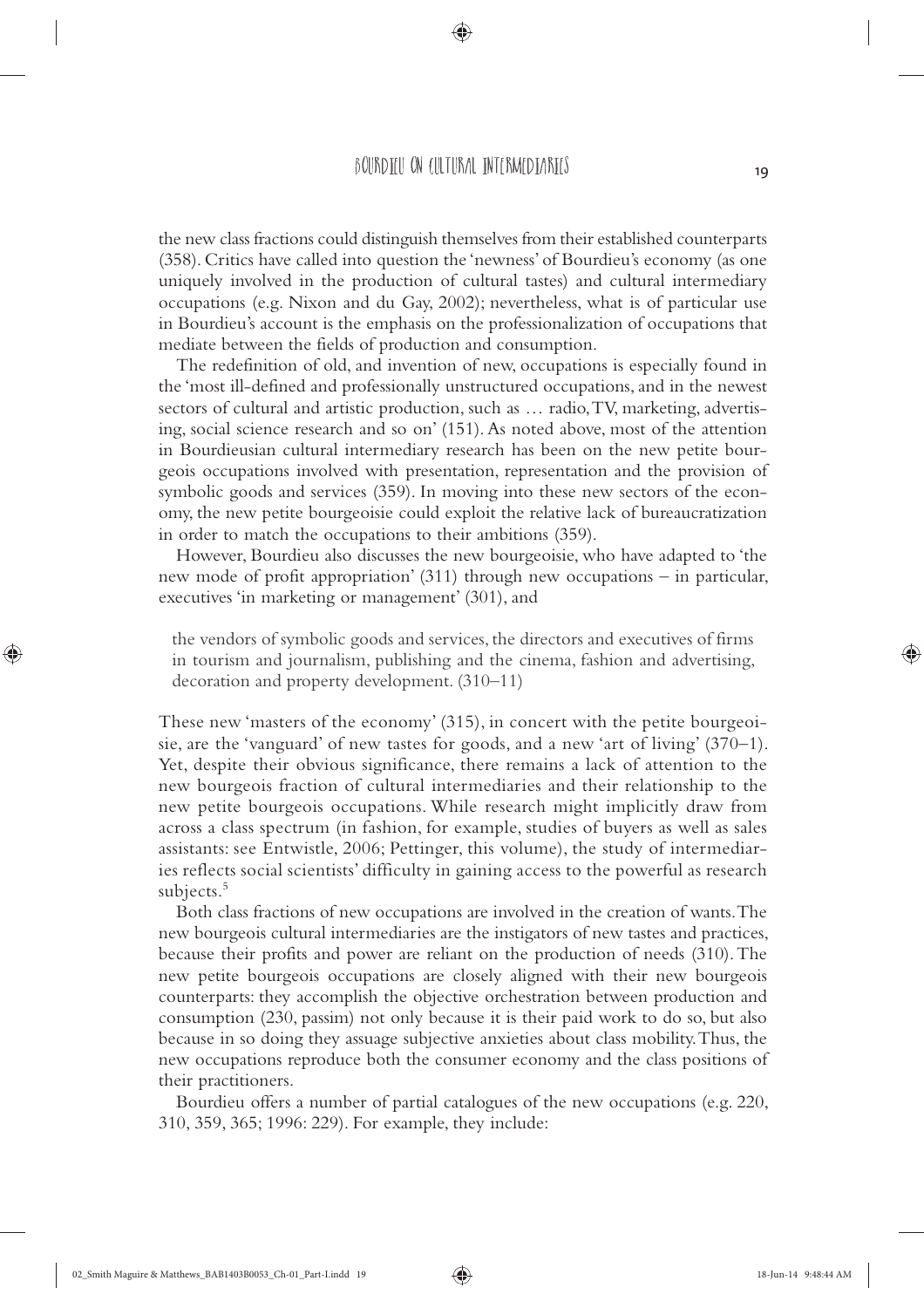the new class fractions could distinguish themselves from their established counterparts (358). Critics have called into question the 'newness' of Bourdieu's economy (as one uniquely involved in the production of cultural tastes) and cultural intermediary occupations (e.g. Nixon and du Gay, 2002); nevertheless, what is of particular use in Bourdieu's account is the emphasis on the professionalization of occupations that mediate between the fields of production and consumption.

The redefinition of old, and invention of new, occupations is especially found in the 'most ill-defined and professionally unstructured occupations, and in the newest sectors of cultural and artistic production, such as … radio, TV, marketing, advertising, social science research and so on' (151). As noted above, most of the attention in Bourdieusian cultural intermediary research has been on the new petite bourgeois occupations involved with presentation, representation and the provision of symbolic goods and services (359). In moving into these new sectors of the economy, the new petite bourgeoisie could exploit the relative lack of bureaucratization in order to match the occupations to their ambitions (359).

However, Bourdieu also discusses the new bourgeoisie, who have adapted to 'the new mode of profit appropriation' (311) through new occupations – in particular, executives 'in marketing or management' (301), and

> the vendors of symbolic goods and services, the directors and executives of firms in tourism and journalism, publishing and the cinema, fashion and advertising, decoration and property development. (310–11)

These new 'masters of the economy' (315), in concert with the petite bourgeoisie, are the 'vanguard' of new tastes for goods, and a new 'art of living' (370–1). Yet, despite their obvious significance, there remains a lack of attention to the new bourgeois fraction of cultural intermediaries and their relationship to the new petite bourgeois occupations. While research might implicitly draw from across a class spectrum (in fashion, for example, studies of buyers as well as sales assistants: see Entwistle, 2006; Pettinger, this volume), the study of intermediaries reflects social scientists' difficulty in gaining access to the powerful as research subjects.[5]

Both class fractions of new occupations are involved in the creation of wants. The new bourgeois cultural intermediaries are the instigators of new tastes and practices, because their profits and power are reliant on the production of needs (310). The new petite bourgeois occupations are closely aligned with their new bourgeois counterparts: they accomplish the objective orchestration between production and consumption (230, passim) not only because it is their paid work to do so, but also because in so doing they assuage subjective anxieties about class mobility. Thus, the new occupations reproduce both the consumer economy and the class positions of their practitioners.

Bourdieu offers a number of partial catalogues of the new occupations (e.g. 220, 310, 359, 365; 1996: 229). For example, they include: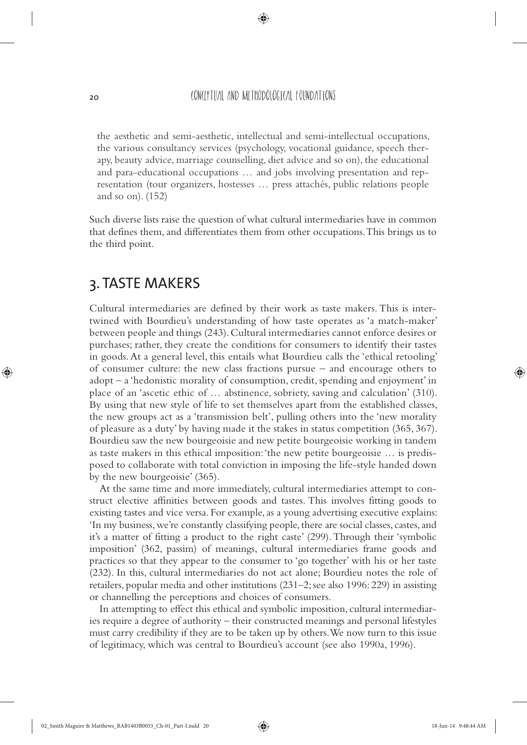the aesthetic and semi-aesthetic, intellectual and semi-intellectual occupations, the various consultancy services (psychology, vocational guidance, speech therapy, beauty advice, marriage counselling, diet advice and so on), the educational and para-educational occupations … and jobs involving presentation and representation (tour organizers, hostesses … press attachés, public relations people and so on). (152)

Such diverse lists raise the question of what cultural intermediaries have in common that defines them, and differentiates them from other occupations. This brings us to the third point.

## 3. TASTE MAKERS

Cultural intermediaries are defined by their work as taste makers. This is intertwined with Bourdieu's understanding of how taste operates as 'a match-maker' between people and things (243). Cultural intermediaries cannot enforce desires or purchases; rather, they create the conditions for consumers to identify their tastes in goods. At a general level, this entails what Bourdieu calls the 'ethical retooling' of consumer culture: the new class fractions pursue – and encourage others to adopt – a 'hedonistic morality of consumption, credit, spending and enjoyment' in place of an 'ascetic ethic of … abstinence, sobriety, saving and calculation' (310). By using that new style of life to set themselves apart from the established classes, the new groups act as a 'transmission belt', pulling others into the 'new morality of pleasure as a duty' by having made it the stakes in status competition (365, 367). Bourdieu saw the new bourgeoisie and new petite bourgeoisie working in tandem as taste makers in this ethical imposition: 'the new petite bourgeoisie … is predisposed to collaborate with total conviction in imposing the life-style handed down by the new bourgeoisie' (365).

At the same time and more immediately, cultural intermediaries attempt to construct elective affinities between goods and tastes. This involves fitting goods to existing tastes and vice versa. For example, as a young advertising executive explains: 'In my business, we're constantly classifying people, there are social classes, castes, and it's a matter of fitting a product to the right caste' (299). Through their 'symbolic imposition' (362, passim) of meanings, cultural intermediaries frame goods and practices so that they appear to the consumer to 'go together' with his or her taste (232). In this, cultural intermediaries do not act alone; Bourdieu notes the role of retailers, popular media and other institutions (231–2; see also 1996: 229) in assisting or channelling the perceptions and choices of consumers.

In attempting to effect this ethical and symbolic imposition, cultural intermediaries require a degree of authority – their constructed meanings and personal lifestyles must carry credibility if they are to be taken up by others. We now turn to this issue of legitimacy, which was central to Bourdieu's account (see also 1990a, 1996).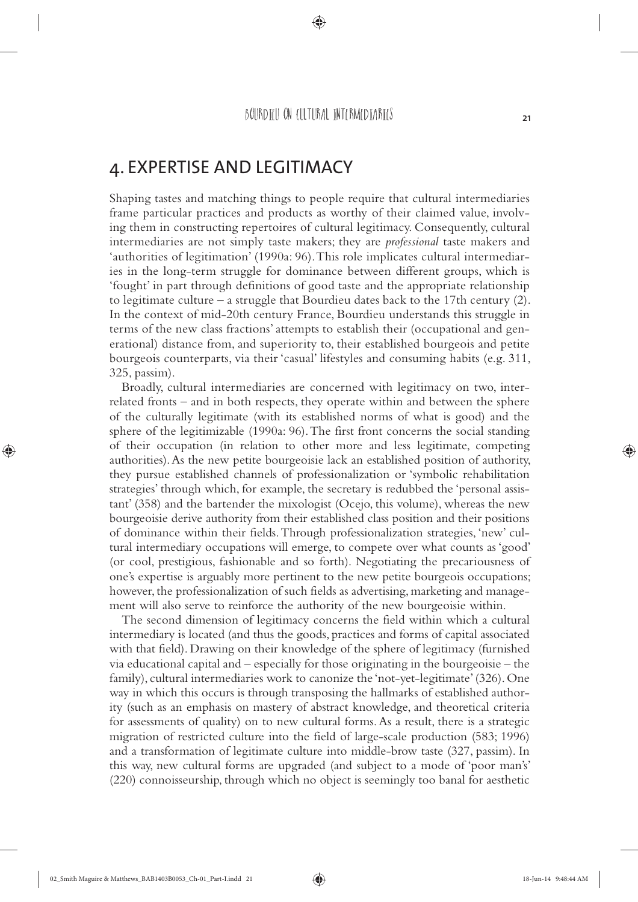## 4. EXPERTISE AND LEGITIMACY

Shaping tastes and matching things to people require that cultural intermediaries frame particular practices and products as worthy of their claimed value, involving them in constructing repertoires of cultural legitimacy. Consequently, cultural intermediaries are not simply taste makers; they are *professional* taste makers and 'authorities of legitimation' (1990a: 96). This role implicates cultural intermediaries in the long-term struggle for dominance between different groups, which is 'fought' in part through definitions of good taste and the appropriate relationship to legitimate culture – a struggle that Bourdieu dates back to the 17th century (2). In the context of mid-20th century France, Bourdieu understands this struggle in terms of the new class fractions' attempts to establish their (occupational and generational) distance from, and superiority to, their established bourgeois and petite bourgeois counterparts, via their 'casual' lifestyles and consuming habits (e.g. 311, 325, passim).

Broadly, cultural intermediaries are concerned with legitimacy on two, interrelated fronts – and in both respects, they operate within and between the sphere of the culturally legitimate (with its established norms of what is good) and the sphere of the legitimizable (1990a: 96). The first front concerns the social standing of their occupation (in relation to other more and less legitimate, competing authorities). As the new petite bourgeoisie lack an established position of authority, they pursue established channels of professionalization or 'symbolic rehabilitation strategies' through which, for example, the secretary is redubbed the 'personal assistant' (358) and the bartender the mixologist (Ocejo, this volume), whereas the new bourgeoisie derive authority from their established class position and their positions of dominance within their fields. Through professionalization strategies, 'new' cultural intermediary occupations will emerge, to compete over what counts as 'good' (or cool, prestigious, fashionable and so forth). Negotiating the precariousness of one's expertise is arguably more pertinent to the new petite bourgeois occupations; however, the professionalization of such fields as advertising, marketing and management will also serve to reinforce the authority of the new bourgeoisie within.

The second dimension of legitimacy concerns the field within which a cultural intermediary is located (and thus the goods, practices and forms of capital associated with that field). Drawing on their knowledge of the sphere of legitimacy (furnished via educational capital and – especially for those originating in the bourgeoisie – the family), cultural intermediaries work to canonize the 'not-yet-legitimate' (326). One way in which this occurs is through transposing the hallmarks of established authority (such as an emphasis on mastery of abstract knowledge, and theoretical criteria for assessments of quality) on to new cultural forms. As a result, there is a strategic migration of restricted culture into the field of large-scale production (583; 1996) and a transformation of legitimate culture into middle-brow taste (327, passim). In this way, new cultural forms are upgraded (and subject to a mode of 'poor man's' (220) connoisseurship, through which no object is seemingly too banal for aesthetic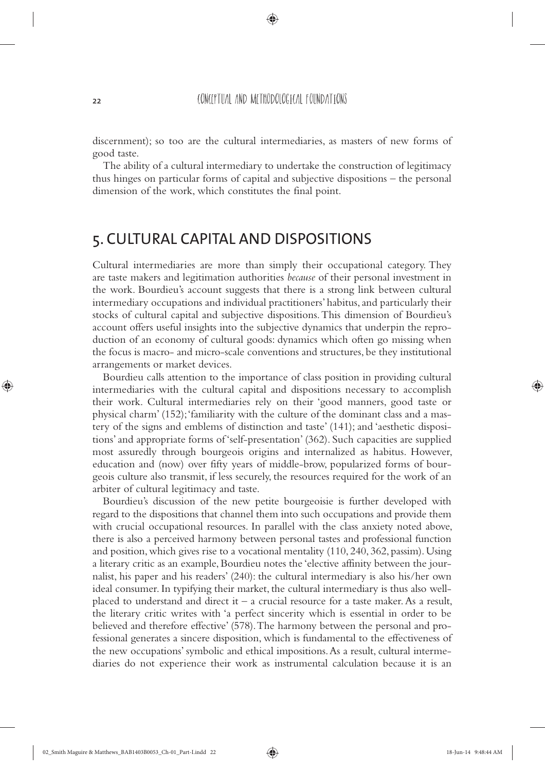discernment); so too are the cultural intermediaries, as masters of new forms of good taste.

The ability of a cultural intermediary to undertake the construction of legitimacy thus hinges on particular forms of capital and subjective dispositions – the personal dimension of the work, which constitutes the final point.

## 5. CULTURAL CAPITAL AND DISPOSITIONS

Cultural intermediaries are more than simply their occupational category. They are taste makers and legitimation authorities *because* of their personal investment in the work. Bourdieu's account suggests that there is a strong link between cultural intermediary occupations and individual practitioners' habitus, and particularly their stocks of cultural capital and subjective dispositions. This dimension of Bourdieu's account offers useful insights into the subjective dynamics that underpin the reproduction of an economy of cultural goods: dynamics which often go missing when the focus is macro- and micro-scale conventions and structures, be they institutional arrangements or market devices.

Bourdieu calls attention to the importance of class position in providing cultural intermediaries with the cultural capital and dispositions necessary to accomplish their work. Cultural intermediaries rely on their 'good manners, good taste or physical charm' (152); 'familiarity with the culture of the dominant class and a mastery of the signs and emblems of distinction and taste' (141); and 'aesthetic dispositions' and appropriate forms of 'self-presentation' (362). Such capacities are supplied most assuredly through bourgeois origins and internalized as habitus. However, education and (now) over fifty years of middle-brow, popularized forms of bourgeois culture also transmit, if less securely, the resources required for the work of an arbiter of cultural legitimacy and taste.

Bourdieu's discussion of the new petite bourgeoisie is further developed with regard to the dispositions that channel them into such occupations and provide them with crucial occupational resources. In parallel with the class anxiety noted above, there is also a perceived harmony between personal tastes and professional function and position, which gives rise to a vocational mentality (110, 240, 362, passim). Using a literary critic as an example, Bourdieu notes the 'elective affinity between the journalist, his paper and his readers' (240): the cultural intermediary is also his/her own ideal consumer. In typifying their market, the cultural intermediary is thus also well-placed to understand and direct it – a crucial resource for a taste maker. As a result, the literary critic writes with 'a perfect sincerity which is essential in order to be believed and therefore effective' (578). The harmony between the personal and professional generates a sincere disposition, which is fundamental to the effectiveness of the new occupations' symbolic and ethical impositions. As a result, cultural intermediaries do not experience their work as instrumental calculation because it is an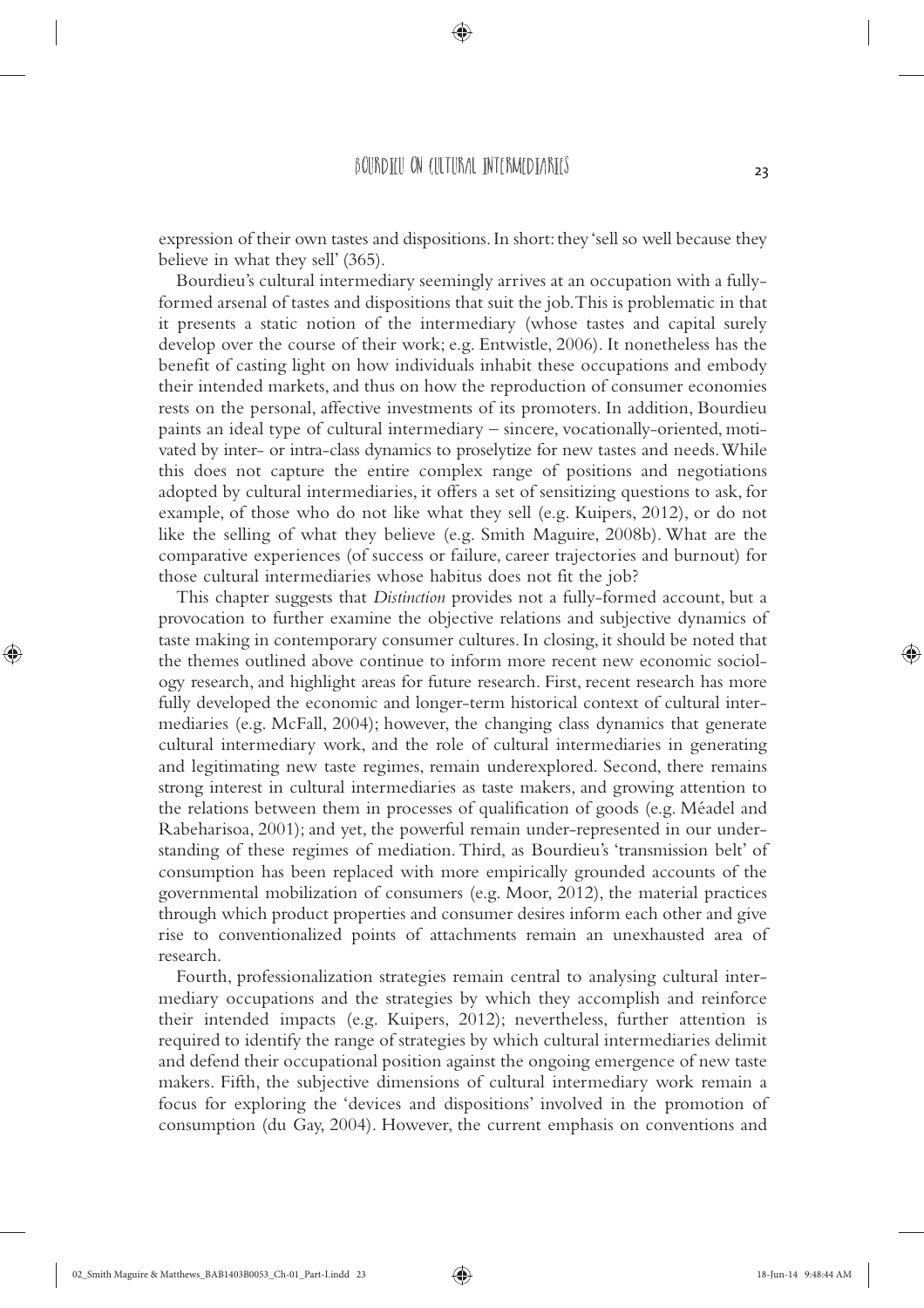expression of their own tastes and dispositions. In short: they 'sell so well because they believe in what they sell' (365).

Bourdieu's cultural intermediary seemingly arrives at an occupation with a fully-formed arsenal of tastes and dispositions that suit the job. This is problematic in that it presents a static notion of the intermediary (whose tastes and capital surely develop over the course of their work; e.g. Entwistle, 2006). It nonetheless has the benefit of casting light on how individuals inhabit these occupations and embody their intended markets, and thus on how the reproduction of consumer economies rests on the personal, affective investments of its promoters. In addition, Bourdieu paints an ideal type of cultural intermediary – sincere, vocationally-oriented, motivated by inter- or intra-class dynamics to proselytize for new tastes and needs. While this does not capture the entire complex range of positions and negotiations adopted by cultural intermediaries, it offers a set of sensitizing questions to ask, for example, of those who do not like what they sell (e.g. Kuipers, 2012), or do not like the selling of what they believe (e.g. Smith Maguire, 2008b). What are the comparative experiences (of success or failure, career trajectories and burnout) for those cultural intermediaries whose habitus does not fit the job?

This chapter suggests that *Distinction* provides not a fully-formed account, but a provocation to further examine the objective relations and subjective dynamics of taste making in contemporary consumer cultures. In closing, it should be noted that the themes outlined above continue to inform more recent new economic sociology research, and highlight areas for future research. First, recent research has more fully developed the economic and longer-term historical context of cultural intermediaries (e.g. McFall, 2004); however, the changing class dynamics that generate cultural intermediary work, and the role of cultural intermediaries in generating and legitimating new taste regimes, remain underexplored. Second, there remains strong interest in cultural intermediaries as taste makers, and growing attention to the relations between them in processes of qualification of goods (e.g. Méadel and Rabeharisoa, 2001); and yet, the powerful remain under-represented in our understanding of these regimes of mediation. Third, as Bourdieu's 'transmission belt' of consumption has been replaced with more empirically grounded accounts of the governmental mobilization of consumers (e.g. Moor, 2012), the material practices through which product properties and consumer desires inform each other and give rise to conventionalized points of attachments remain an unexhausted area of research.

Fourth, professionalization strategies remain central to analysing cultural intermediary occupations and the strategies by which they accomplish and reinforce their intended impacts (e.g. Kuipers, 2012); nevertheless, further attention is required to identify the range of strategies by which cultural intermediaries delimit and defend their occupational position against the ongoing emergence of new taste makers. Fifth, the subjective dimensions of cultural intermediary work remain a focus for exploring the 'devices and dispositions' involved in the promotion of consumption (du Gay, 2004). However, the current emphasis on conventions and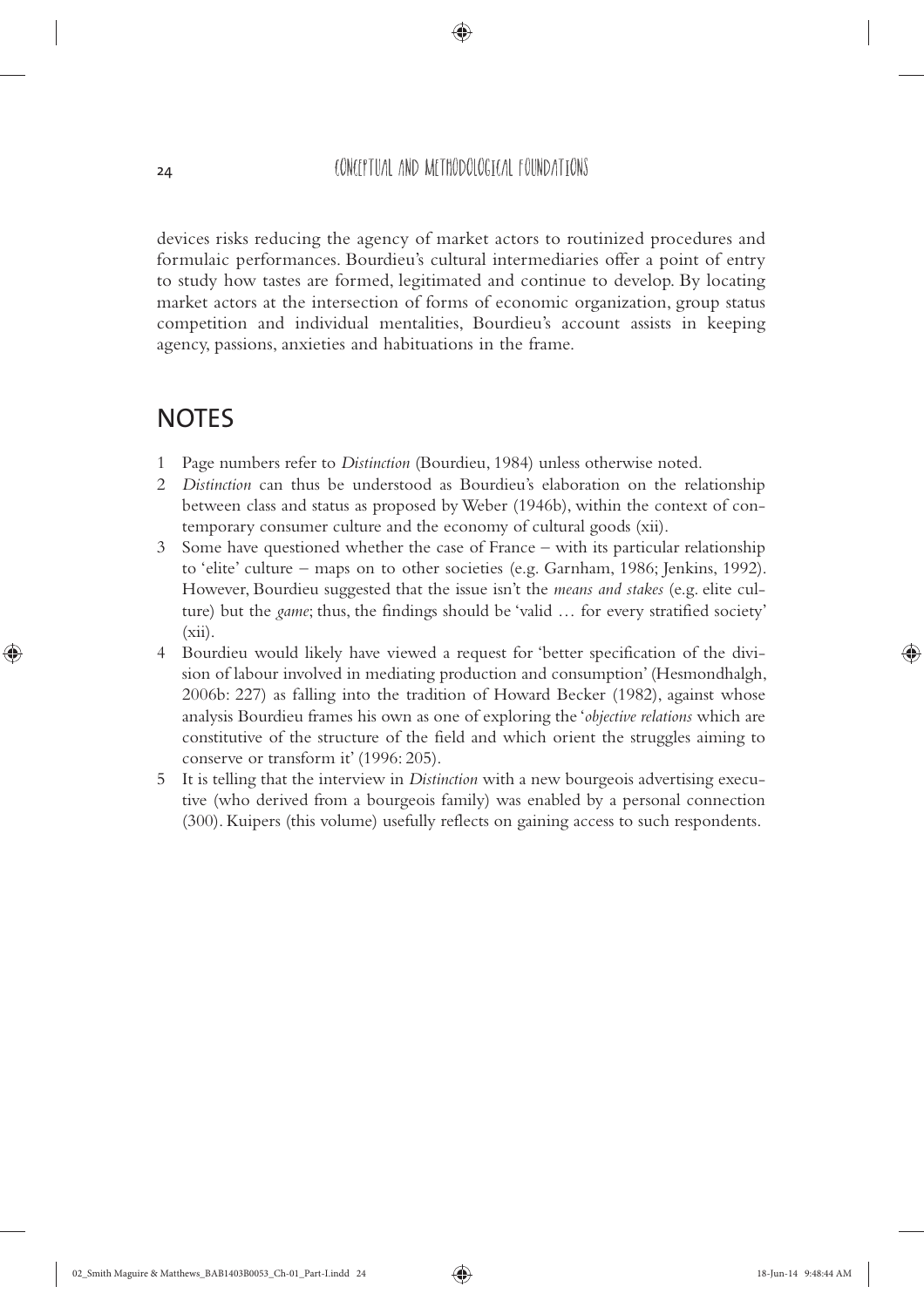devices risks reducing the agency of market actors to routinized procedures and formulaic performances. Bourdieu's cultural intermediaries offer a point of entry to study how tastes are formed, legitimated and continue to develop. By locating market actors at the intersection of forms of economic organization, group status competition and individual mentalities, Bourdieu's account assists in keeping agency, passions, anxieties and habituations in the frame.

## NOTES

1. Page numbers refer to *Distinction* (Bourdieu, 1984) unless otherwise noted.
2. *Distinction* can thus be understood as Bourdieu's elaboration on the relationship between class and status as proposed by Weber (1946b), within the context of contemporary consumer culture and the economy of cultural goods (xii).
3. Some have questioned whether the case of France – with its particular relationship to 'elite' culture – maps on to other societies (e.g. Garnham, 1986; Jenkins, 1992). However, Bourdieu suggested that the issue isn't the *means and stakes* (e.g. elite culture) but the *game*; thus, the findings should be 'valid … for every stratified society' (xii).
4. Bourdieu would likely have viewed a request for 'better specification of the division of labour involved in mediating production and consumption' (Hesmondhalgh, 2006b: 227) as falling into the tradition of Howard Becker (1982), against whose analysis Bourdieu frames his own as one of exploring the '*objective relations* which are constitutive of the structure of the field and which orient the struggles aiming to conserve or transform it' (1996: 205).
5. It is telling that the interview in *Distinction* with a new bourgeois advertising executive (who derived from a bourgeois family) was enabled by a personal connection (300). Kuipers (this volume) usefully reflects on gaining access to such respondents.